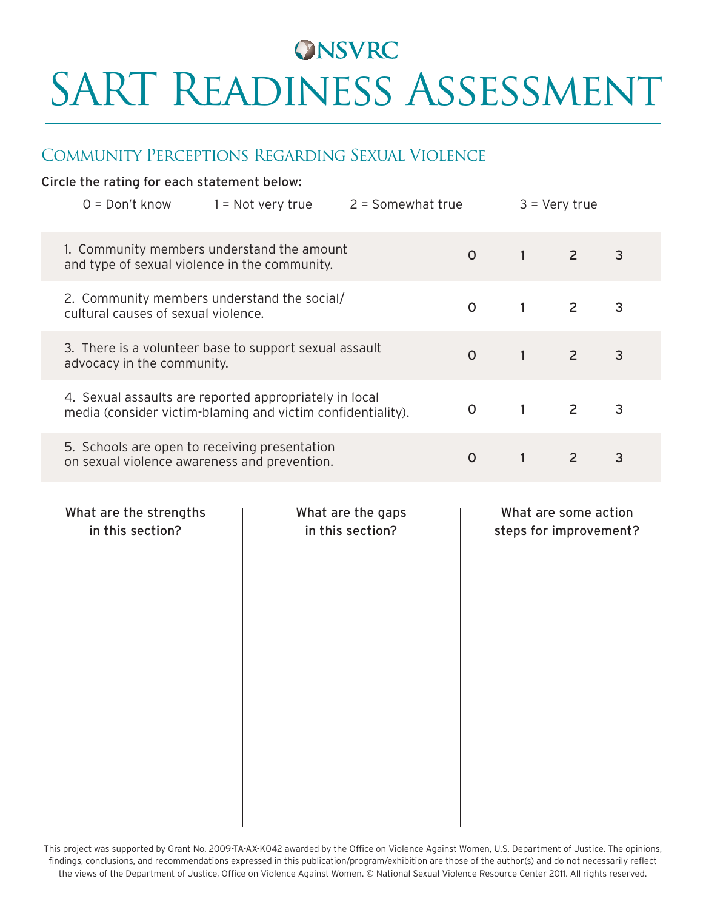NSVRC

# SART Readiness Assessment

## Community Perceptions Regarding Sexual Violence

Circle the rating for each statement below:

0 = Don't know     1 = Not very true     2 = Somewhat true     3 = Very true

| Statement | | | | |
|---|---|---|---|---|
| 1. Community members understand the amount and type of sexual violence in the community. | 0 | 1 | 2 | 3 |
| 2. Community members understand the social/ cultural causes of sexual violence. | 0 | 1 | 2 | 3 |
| 3. There is a volunteer base to support sexual assault advocacy in the community. | 0 | 1 | 2 | 3 |
| 4. Sexual assaults are reported appropriately in local media (consider victim-blaming and victim confidentiality). | 0 | 1 | 2 | 3 |
| 5. Schools are open to receiving presentation on sexual violence awareness and prevention. | 0 | 1 | 2 | 3 |

| What are the strengths in this section? | What are the gaps in this section? | What are some action steps for improvement? |
|---|---|---|
| | | |

This project was supported by Grant No. 2009-TA-AX-K042 awarded by the Office on Violence Against Women, U.S. Department of Justice. The opinions, findings, conclusions, and recommendations expressed in this publication/program/exhibition are those of the author(s) and do not necessarily reflect the views of the Department of Justice, Office on Violence Against Women. © National Sexual Violence Resource Center 2011. All rights reserved.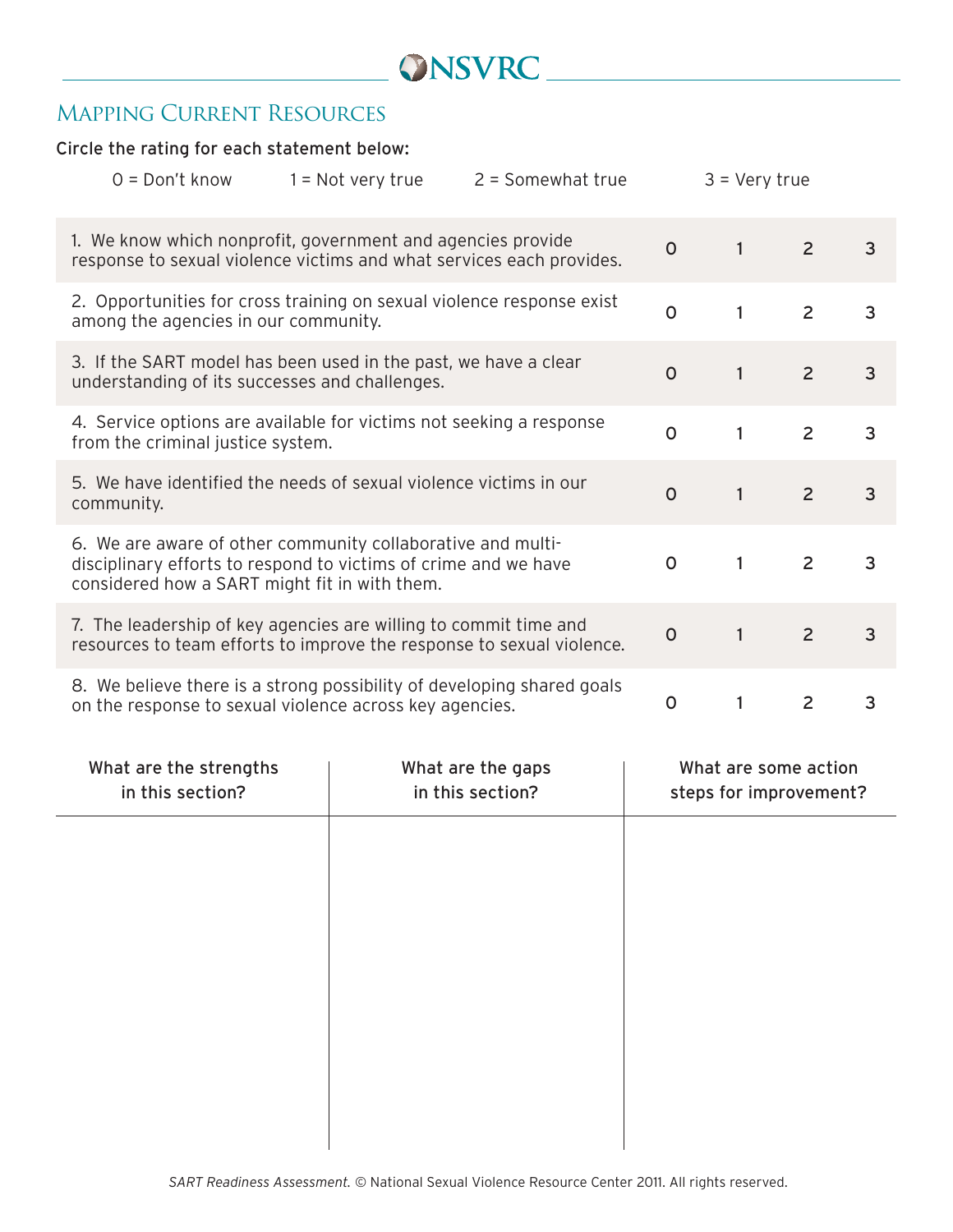# Mapping Current Resources

Circle the rating for each statement below:

0 = Don't know 1 = Not very true 2 = Somewhat true 3 = Very true

| Statement | | | | |
|---|---|---|---|---|
| 1. We know which nonprofit, government and agencies provide response to sexual violence victims and what services each provides. | 0 | 1 | 2 | 3 |
| 2. Opportunities for cross training on sexual violence response exist among the agencies in our community. | 0 | 1 | 2 | 3 |
| 3. If the SART model has been used in the past, we have a clear understanding of its successes and challenges. | 0 | 1 | 2 | 3 |
| 4. Service options are available for victims not seeking a response from the criminal justice system. | 0 | 1 | 2 | 3 |
| 5. We have identified the needs of sexual violence victims in our community. | 0 | 1 | 2 | 3 |
| 6. We are aware of other community collaborative and multi-disciplinary efforts to respond to victims of crime and we have considered how a SART might fit in with them. | 0 | 1 | 2 | 3 |
| 7. The leadership of key agencies are willing to commit time and resources to team efforts to improve the response to sexual violence. | 0 | 1 | 2 | 3 |
| 8. We believe there is a strong possibility of developing shared goals on the response to sexual violence across key agencies. | 0 | 1 | 2 | 3 |

| What are the strengths in this section? | What are the gaps in this section? | What are some action steps for improvement? |
|---|---|---|
| | | |

*SART Readiness Assessment.* © National Sexual Violence Resource Center 2011. All rights reserved.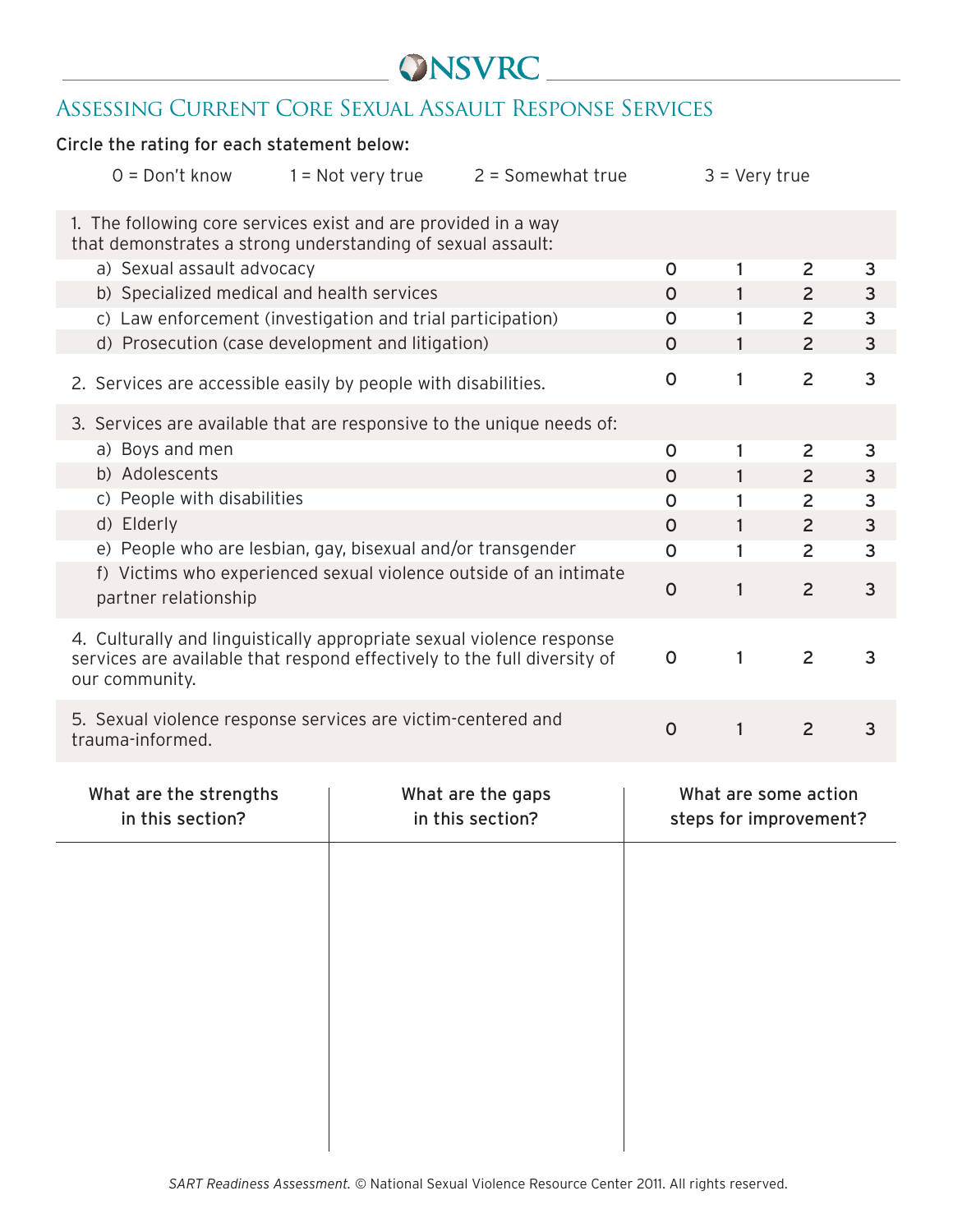NSVRC

## Assessing Current Core Sexual Assault Response Services

Circle the rating for each statement below:

0 = Don't know    1 = Not very true    2 = Somewhat true    3 = Very true

| | | | | |
|---|---|---|---|---|
| 1. The following core services exist and are provided in a way that demonstrates a strong understanding of sexual assault: | | | | |
| a) Sexual assault advocacy | 0 | 1 | 2 | 3 |
| b) Specialized medical and health services | 0 | 1 | 2 | 3 |
| c) Law enforcement (investigation and trial participation) | 0 | 1 | 2 | 3 |
| d) Prosecution (case development and litigation) | 0 | 1 | 2 | 3 |
| 2. Services are accessible easily by people with disabilities. | 0 | 1 | 2 | 3 |
| 3. Services are available that are responsive to the unique needs of: | | | | |
| a) Boys and men | 0 | 1 | 2 | 3 |
| b) Adolescents | 0 | 1 | 2 | 3 |
| c) People with disabilities | 0 | 1 | 2 | 3 |
| d) Elderly | 0 | 1 | 2 | 3 |
| e) People who are lesbian, gay, bisexual and/or transgender | 0 | 1 | 2 | 3 |
| f) Victims who experienced sexual violence outside of an intimate partner relationship | 0 | 1 | 2 | 3 |
| 4. Culturally and linguistically appropriate sexual violence response services are available that respond effectively to the full diversity of our community. | 0 | 1 | 2 | 3 |
| 5. Sexual violence response services are victim-centered and trauma-informed. | 0 | 1 | 2 | 3 |

| What are the strengths in this section? | What are the gaps in this section? | What are some action steps for improvement? |
|---|---|---|
| | | |

*SART Readiness Assessment.* © National Sexual Violence Resource Center 2011. All rights reserved.